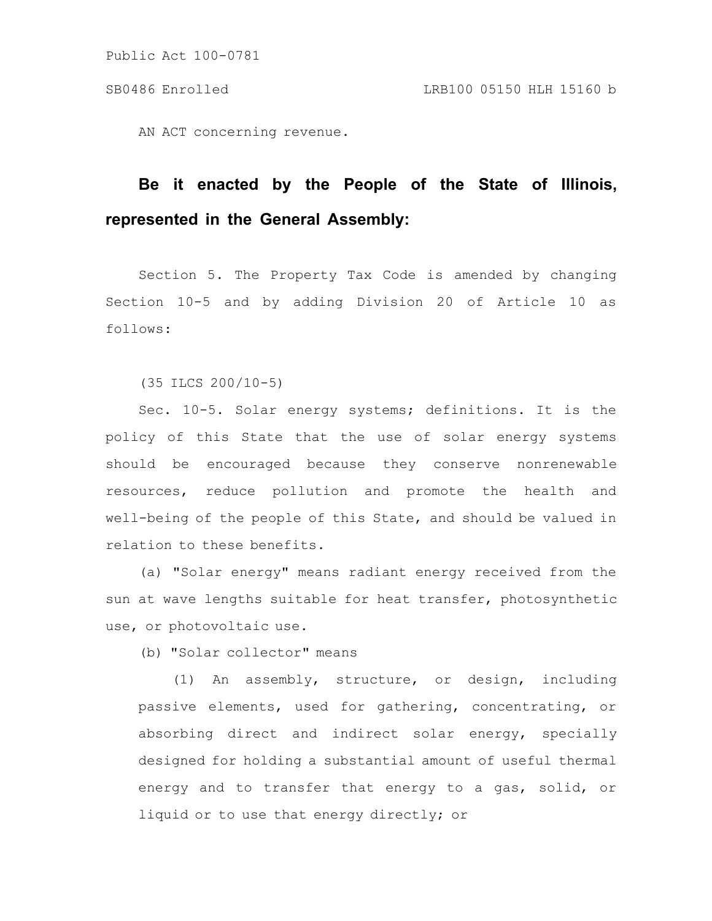Public Act 100-0781

SB0486 Enrolled LRB100 05150 HLH 15160 b

AN ACT concerning revenue.

**Be it enacted by the People of the State of Illinois, represented in the General Assembly:**

Section 5. The Property Tax Code is amended by changing Section 10-5 and by adding Division 20 of Article 10 as follows:

(35 ILCS 200/10-5)

Sec. 10-5. Solar energy systems; definitions. It is the policy of this State that the use of solar energy systems should be encouraged because they conserve nonrenewable resources, reduce pollution and promote the health and well-being of the people of this State, and should be valued in relation to these benefits.

(a) "Solar energy" means radiant energy received from the sun at wave lengths suitable for heat transfer, photosynthetic use, or photovoltaic use.

(b) "Solar collector" means

(1) An assembly, structure, or design, including passive elements, used for gathering, concentrating, or absorbing direct and indirect solar energy, specially designed for holding a substantial amount of useful thermal energy and to transfer that energy to a gas, solid, or liquid or to use that energy directly; or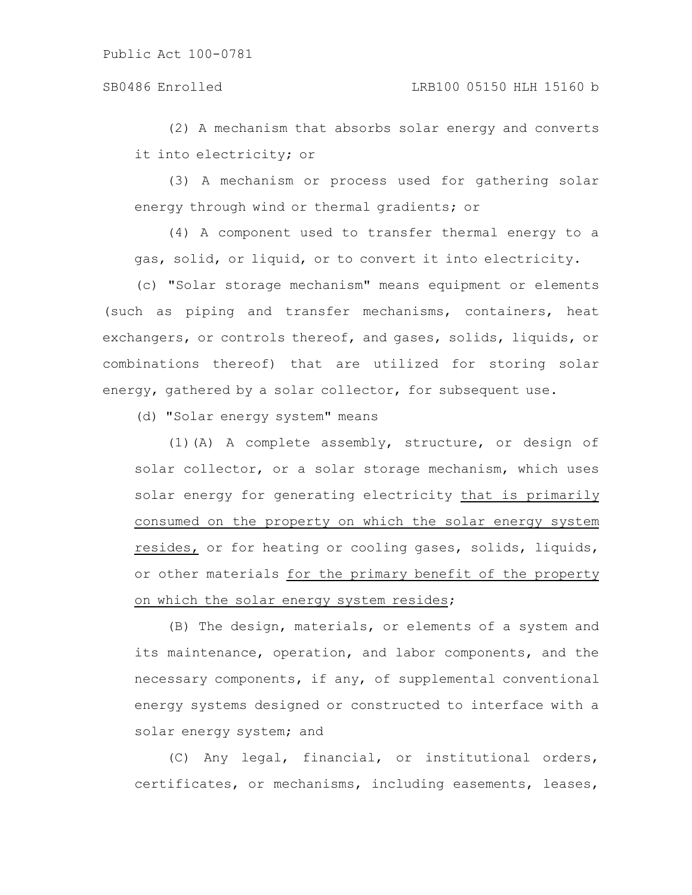(2) A mechanism that absorbs solar energy and converts it into electricity; or

(3) A mechanism or process used for gathering solar energy through wind or thermal gradients; or

(4) A component used to transfer thermal energy to a gas, solid, or liquid, or to convert it into electricity.

(c) "Solar storage mechanism" means equipment or elements (such as piping and transfer mechanisms, containers, heat exchangers, or controls thereof, and gases, solids, liquids, or combinations thereof) that are utilized for storing solar energy, gathered by a solar collector, for subsequent use.

(d) "Solar energy system" means

(1)(A) A complete assembly, structure, or design of solar collector, or a solar storage mechanism, which uses solar energy for generating electricity <u>that is primarily consumed on the property on which the solar energy system resides,</u> or for heating or cooling gases, solids, liquids, or other materials <u>for the primary benefit of the property on which the solar energy system resides</u>;

(B) The design, materials, or elements of a system and its maintenance, operation, and labor components, and the necessary components, if any, of supplemental conventional energy systems designed or constructed to interface with a solar energy system; and

(C) Any legal, financial, or institutional orders, certificates, or mechanisms, including easements, leases,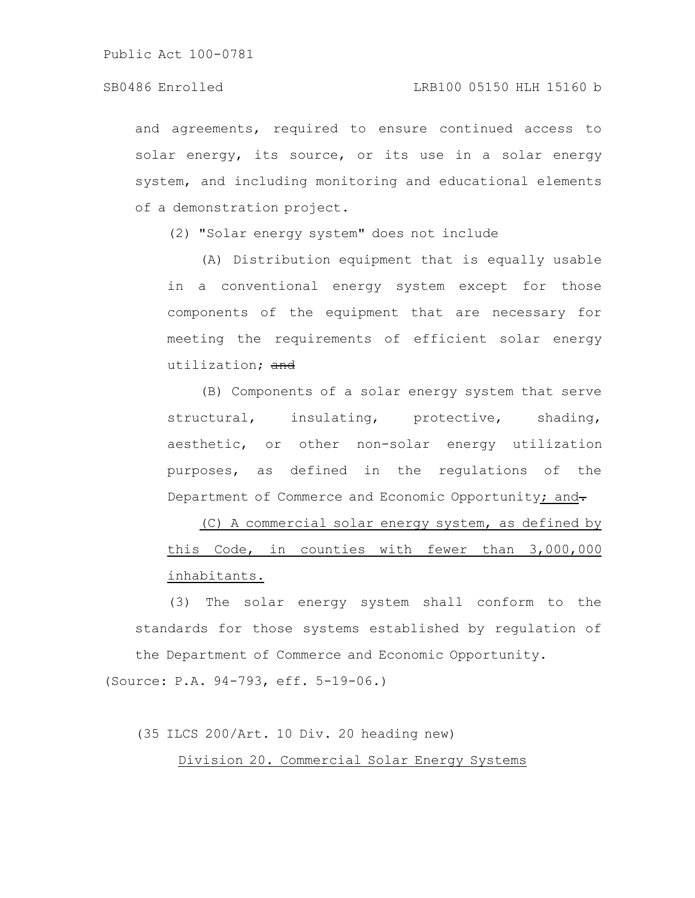and agreements, required to ensure continued access to solar energy, its source, or its use in a solar energy system, and including monitoring and educational elements of a demonstration project.

(2) "Solar energy system" does not include

(A) Distribution equipment that is equally usable in a conventional energy system except for those components of the equipment that are necessary for meeting the requirements of efficient solar energy utilization; ~~and~~

(B) Components of a solar energy system that serve structural, insulating, protective, shading, aesthetic, or other non-solar energy utilization purposes, as defined in the regulations of the Department of Commerce and Economic Opportunity; and~~.~~

(C) A commercial solar energy system, as defined by this Code, in counties with fewer than 3,000,000 inhabitants.

(3) The solar energy system shall conform to the standards for those systems established by regulation of the Department of Commerce and Economic Opportunity.

(Source: P.A. 94-793, eff. 5-19-06.)

(35 ILCS 200/Art. 10 Div. 20 heading new)

Division 20. Commercial Solar Energy Systems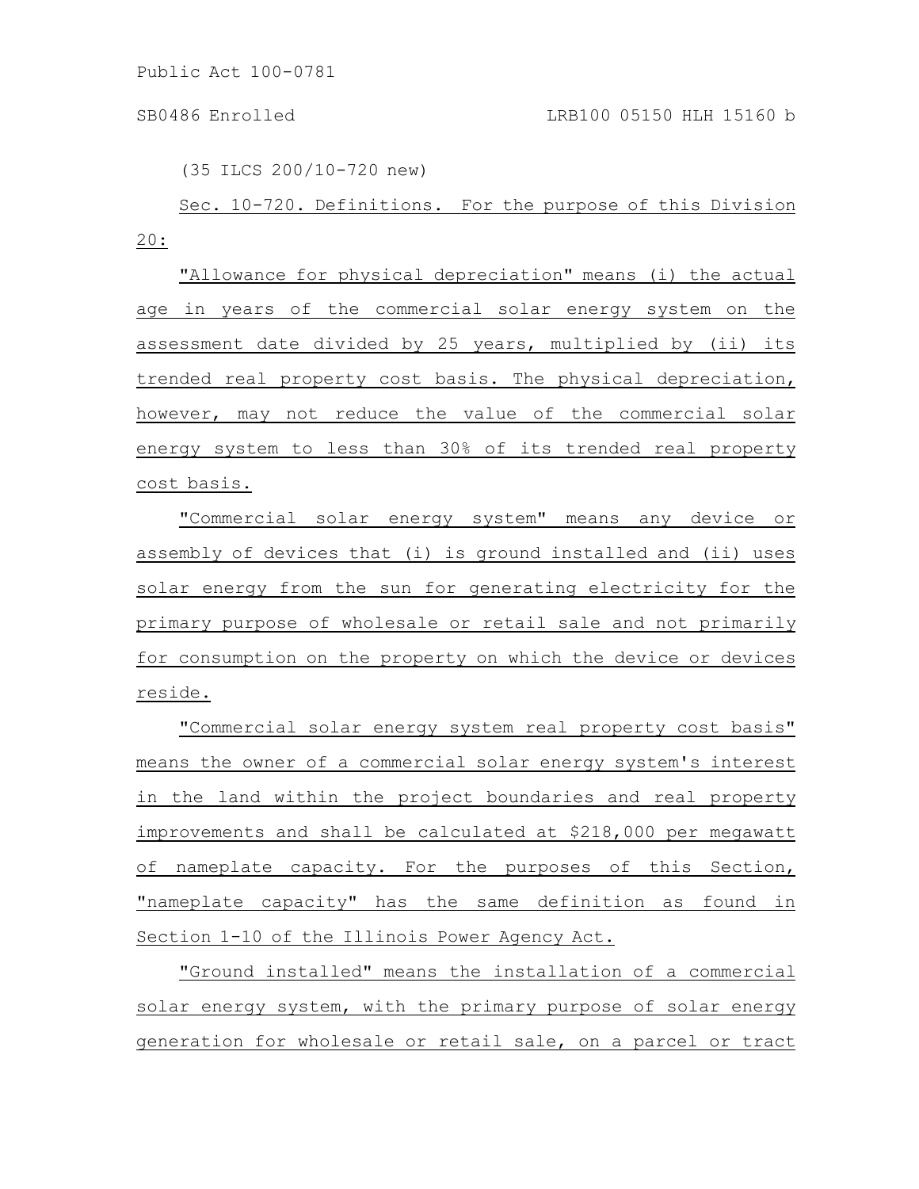(35 ILCS 200/10-720 new)

Sec. 10-720. Definitions. For the purpose of this Division 20:

"Allowance for physical depreciation" means (i) the actual age in years of the commercial solar energy system on the assessment date divided by 25 years, multiplied by (ii) its trended real property cost basis. The physical depreciation, however, may not reduce the value of the commercial solar energy system to less than 30% of its trended real property cost basis.

"Commercial solar energy system" means any device or assembly of devices that (i) is ground installed and (ii) uses solar energy from the sun for generating electricity for the primary purpose of wholesale or retail sale and not primarily for consumption on the property on which the device or devices reside.

"Commercial solar energy system real property cost basis" means the owner of a commercial solar energy system's interest in the land within the project boundaries and real property improvements and shall be calculated at $218,000 per megawatt of nameplate capacity. For the purposes of this Section, "nameplate capacity" has the same definition as found in Section 1-10 of the Illinois Power Agency Act.

"Ground installed" means the installation of a commercial solar energy system, with the primary purpose of solar energy generation for wholesale or retail sale, on a parcel or tract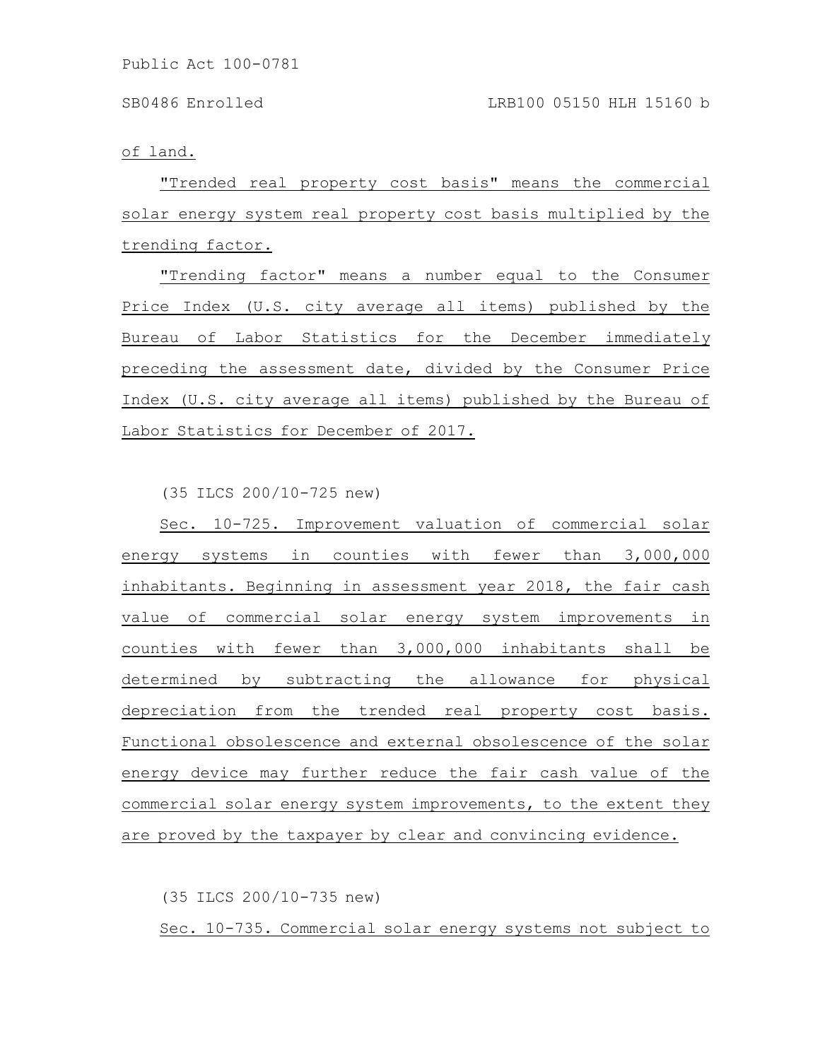of land.

"Trended real property cost basis" means the commercial solar energy system real property cost basis multiplied by the trending factor.

"Trending factor" means a number equal to the Consumer Price Index (U.S. city average all items) published by the Bureau of Labor Statistics for the December immediately preceding the assessment date, divided by the Consumer Price Index (U.S. city average all items) published by the Bureau of Labor Statistics for December of 2017.

(35 ILCS 200/10-725 new)

Sec. 10-725. Improvement valuation of commercial solar energy systems in counties with fewer than 3,000,000 inhabitants. Beginning in assessment year 2018, the fair cash value of commercial solar energy system improvements in counties with fewer than 3,000,000 inhabitants shall be determined by subtracting the allowance for physical depreciation from the trended real property cost basis. Functional obsolescence and external obsolescence of the solar energy device may further reduce the fair cash value of the commercial solar energy system improvements, to the extent they are proved by the taxpayer by clear and convincing evidence.

(35 ILCS 200/10-735 new)

Sec. 10-735. Commercial solar energy systems not subject to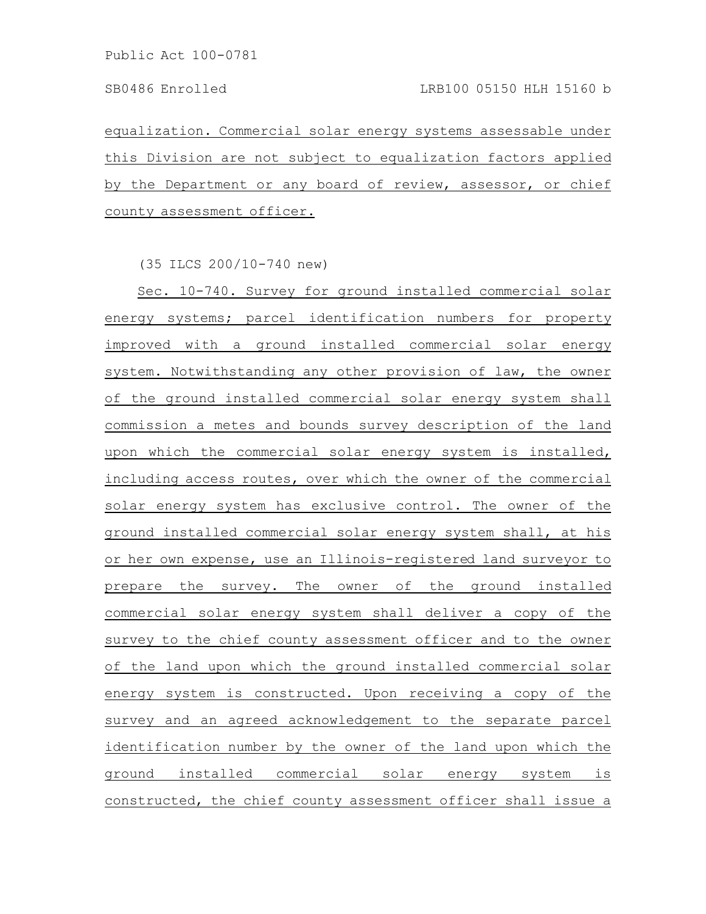equalization. Commercial solar energy systems assessable under this Division are not subject to equalization factors applied by the Department or any board of review, assessor, or chief county assessment officer.

(35 ILCS 200/10-740 new)

Sec. 10-740. Survey for ground installed commercial solar energy systems; parcel identification numbers for property improved with a ground installed commercial solar energy system. Notwithstanding any other provision of law, the owner of the ground installed commercial solar energy system shall commission a metes and bounds survey description of the land upon which the commercial solar energy system is installed, including access routes, over which the owner of the commercial solar energy system has exclusive control. The owner of the ground installed commercial solar energy system shall, at his or her own expense, use an Illinois-registered land surveyor to prepare the survey. The owner of the ground installed commercial solar energy system shall deliver a copy of the survey to the chief county assessment officer and to the owner of the land upon which the ground installed commercial solar energy system is constructed. Upon receiving a copy of the survey and an agreed acknowledgement to the separate parcel identification number by the owner of the land upon which the ground installed commercial solar energy system is constructed, the chief county assessment officer shall issue a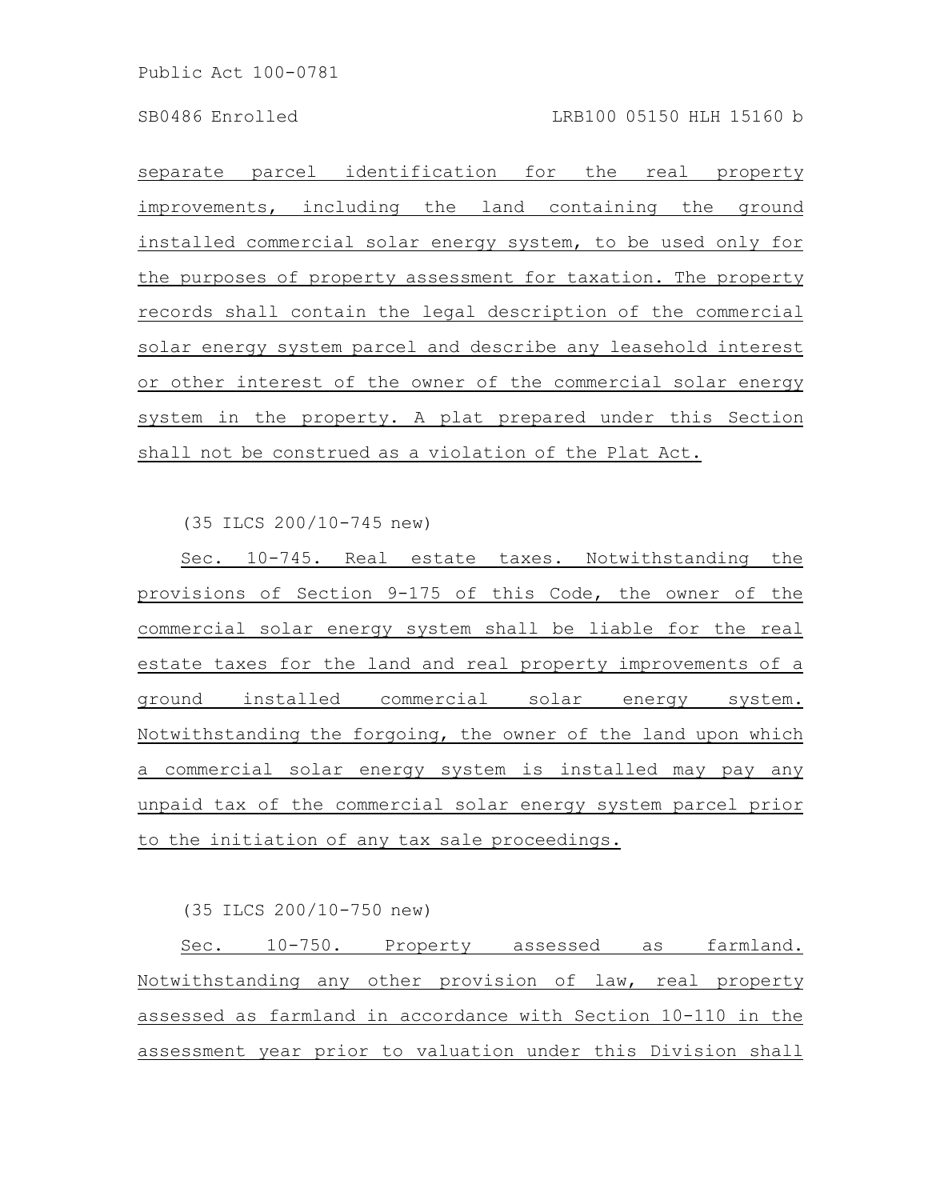separate parcel identification for the real property improvements, including the land containing the ground installed commercial solar energy system, to be used only for the purposes of property assessment for taxation. The property records shall contain the legal description of the commercial solar energy system parcel and describe any leasehold interest or other interest of the owner of the commercial solar energy system in the property. A plat prepared under this Section shall not be construed as a violation of the Plat Act.

(35 ILCS 200/10-745 new)

Sec. 10-745. Real estate taxes. Notwithstanding the provisions of Section 9-175 of this Code, the owner of the commercial solar energy system shall be liable for the real estate taxes for the land and real property improvements of a ground installed commercial solar energy system. Notwithstanding the forgoing, the owner of the land upon which a commercial solar energy system is installed may pay any unpaid tax of the commercial solar energy system parcel prior to the initiation of any tax sale proceedings.

(35 ILCS 200/10-750 new)

Sec. 10-750. Property assessed as farmland. Notwithstanding any other provision of law, real property assessed as farmland in accordance with Section 10-110 in the assessment year prior to valuation under this Division shall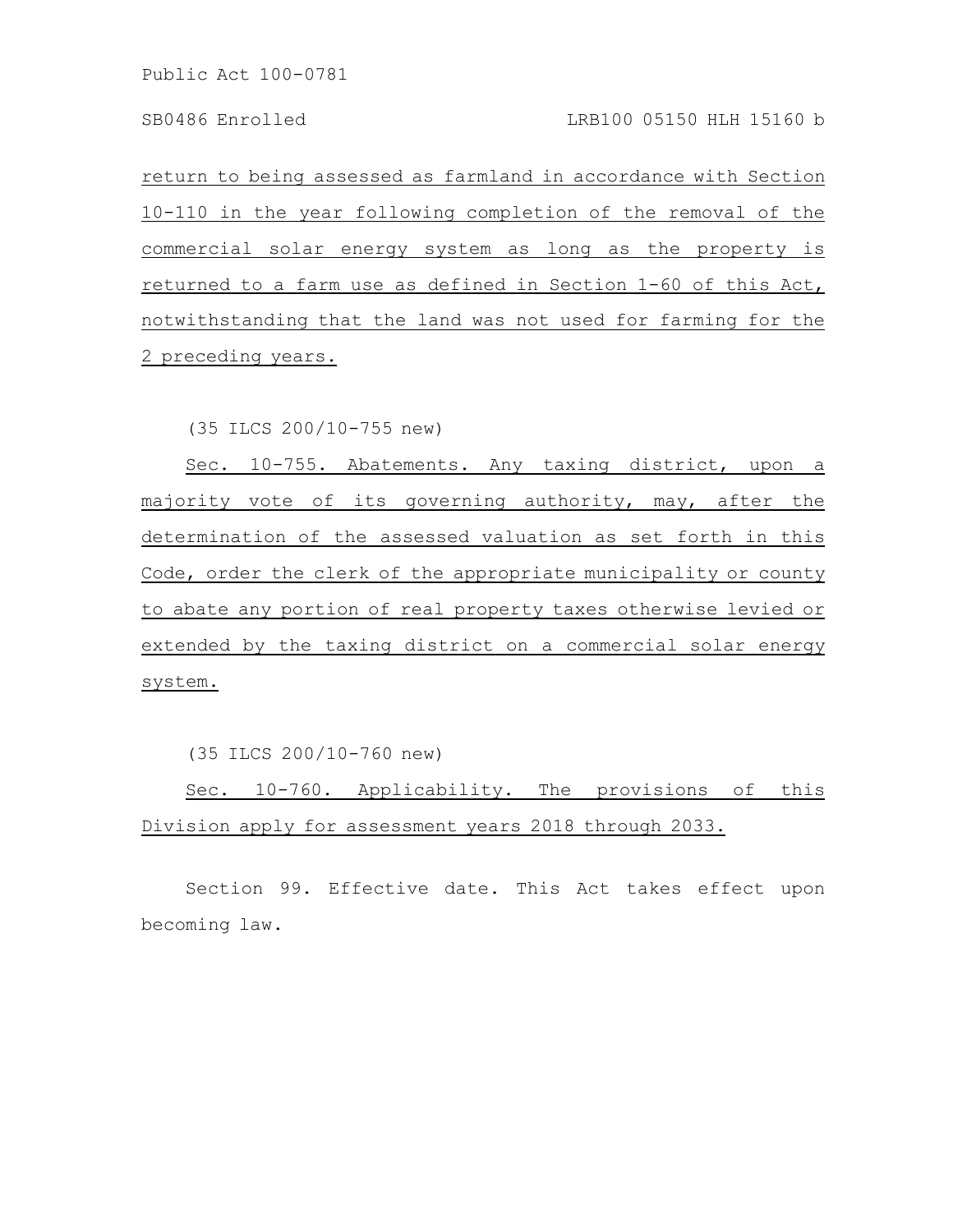return to being assessed as farmland in accordance with Section 10-110 in the year following completion of the removal of the commercial solar energy system as long as the property is returned to a farm use as defined in Section 1-60 of this Act, notwithstanding that the land was not used for farming for the 2 preceding years.

(35 ILCS 200/10-755 new)

Sec. 10-755. Abatements. Any taxing district, upon a majority vote of its governing authority, may, after the determination of the assessed valuation as set forth in this Code, order the clerk of the appropriate municipality or county to abate any portion of real property taxes otherwise levied or extended by the taxing district on a commercial solar energy system.

(35 ILCS 200/10-760 new)

Sec. 10-760. Applicability. The provisions of this Division apply for assessment years 2018 through 2033.

Section 99. Effective date. This Act takes effect upon becoming law.